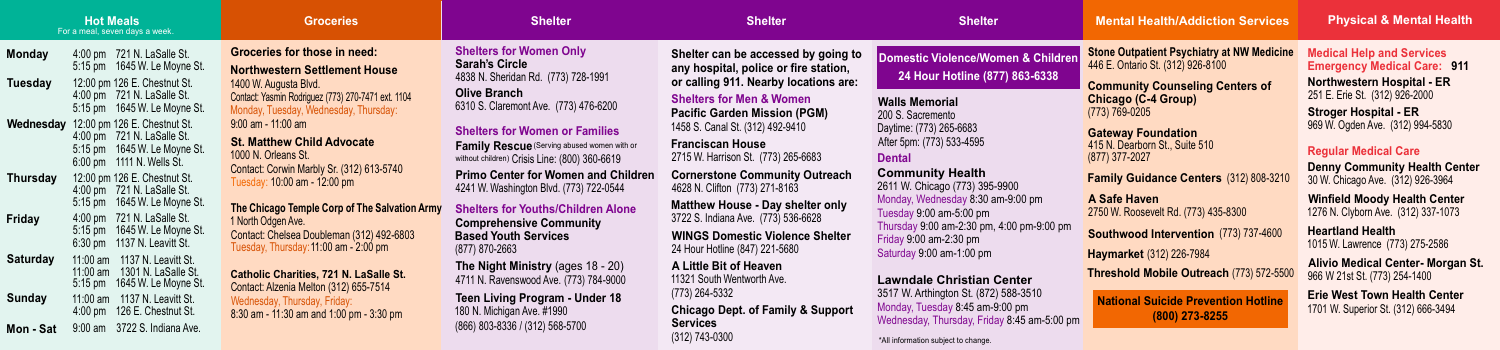## Hot Meals

For a meal, seven days a week.

| Day | Time | Location |
|---|---|---|
| Monday | 4:00 pm | 721 N. LaSalle St. |
| | 5:15 pm | 1645 W. Le Moyne St. |
| Tuesday | 12:00 pm | 126 E. Chestnut St. |
| | 4:00 pm | 721 N. LaSalle St. |
| | 5:15 pm | 1645 W. Le Moyne St. |
| Wednesday | 12:00 pm | 126 E. Chestnut St. |
| | 4:00 pm | 721 N. LaSalle St. |
| | 5:15 pm | 1645 W. Le Moyne St. |
| | 6:00 pm | 1111 N. Wells St. |
| Thursday | 12:00 pm | 126 E. Chestnut St. |
| | 4:00 pm | 721 N. LaSalle St. |
| | 5:15 pm | 1645 W. Le Moyne St. |
| Friday | 4:00 pm | 721 N. LaSalle St. |
| | 5:15 pm | 1645 W. Le Moyne St. |
| | 6:30 pm | 1137 N. Leavitt St. |
| Saturday | 11:00 am | 1137 N. Leavitt St. |
| | 11:00 am | 1301 N. LaSalle St. |
| | 5:15 pm | 1645 W. Le Moyne St. |
| Sunday | 11:00 am | 1137 N. Leavitt St. |
| | 4:00 pm | 126 E. Chestnut St. |
| Mon - Sat | 9:00 am | 3722 S. Indiana Ave. |

## Groceries

**Groceries for those in need:**

**Northwestern Settlement House**
1400 W. Augusta Blvd.
Contact: Yasmin Rodriguez (773) 270-7471 ext. 1104
Monday, Tuesday, Wednesday, Thursday:
9:00 am - 11:00 am

**St. Matthew Child Advocate**
1000 N. Orleans St.
Contact: Corwin Marbly Sr. (312) 613-5740
Tuesday: 10:00 am - 12:00 pm

**The Chicago Temple Corp of The Salvation Army**
1 North Ogden Ave.
Contact: Chelsea Doubleman (312) 492-6803
Tuesday, Thursday: 11:00 am - 2:00 pm

**Catholic Charities, 721 N. LaSalle St.**
Contact: Alzenia Melton (312) 655-7514
Wednesday, Thursday, Friday:
8:30 am - 11:30 am and 1:00 pm - 3:30 pm

## Shelter

**Shelters for Women Only**

**Sarah's Circle**
4838 N. Sheridan Rd. (773) 728-1991

**Olive Branch**
6310 S. Claremont Ave. (773) 476-6200

**Shelters for Women or Families**

**Family Rescue** (Serving abused women with or without children) Crisis Line: (800) 360-6619

**Primo Center for Women and Children**
4241 W. Washington Blvd. (773) 722-0544

**Shelters for Youths/Children Alone**

**Comprehensive Community Based Youth Services**
(877) 870-2663

**The Night Ministry** (ages 18 - 20)
4711 N. Ravenswood Ave. (773) 784-9000

**Teen Living Program - Under 18**
180 N. Michigan Ave. #1990
(866) 803-8336 / (312) 568-5700

## Shelter

**Shelter can be accessed by going to any hospital, police or fire station, or calling 911. Nearby locations are:**

**Shelters for Men & Women**

**Pacific Garden Mission (PGM)**
1458 S. Canal St. (312) 492-9410

**Franciscan House**
2715 W. Harrison St. (773) 265-6683

**Cornerstone Community Outreach**
4628 N. Clifton (773) 271-8163

**Matthew House - Day shelter only**
3722 S. Indiana Ave. (773) 536-6628

**WINGS Domestic Violence Shelter**
24 Hour Hotline (847) 221-5680

**A Little Bit of Heaven**
11321 South Wentworth Ave.
(773) 264-5332

**Chicago Dept. of Family & Support Services**
(312) 743-0300

## Shelter

**Domestic Violence/Women & Children**
**24 Hour Hotline (877) 863-6338**

**Walls Memorial**
200 S. Sacremento
Daytime: (773) 265-6683
After 5pm: (773) 533-4595

**Dental**

**Community Health**
2611 W. Chicago (773) 395-9900
Monday, Wednesday 8:30 am-9:00 pm
Tuesday 9:00 am-5:00 pm
Thursday 9:00 am-2:30 pm, 4:00 pm-9:00 pm
Friday 9:00 am-2:30 pm
Saturday 9:00 am-1:00 pm

**Lawndale Christian Center**
3517 W. Arthington St. (872) 588-3510
Monday, Tuesday 8:45 am-9:00 pm
Wednesday, Thursday, Friday 8:45 am-5:00 pm

*All information subject to change.

## Mental Health/Addiction Services

**Stone Outpatient Psychiatry at NW Medicine**
446 E. Ontario St. (312) 926-8100

**Community Counseling Centers of Chicago (C-4 Group)**
(773) 769-0205

**Gateway Foundation**
415 N. Dearborn St., Suite 510
(877) 377-2027

**Family Guidance Centers** (312) 808-3210

**A Safe Haven**
2750 W. Roosevelt Rd. (773) 435-8300

**Southwood Intervention** (773) 737-4600

**Haymarket** (312) 226-7984

**Threshold Mobile Outreach** (773) 572-5500

**National Suicide Prevention Hotline (800) 273-8255**

## Physical & Mental Health

**Medical Help and Services**
**Emergency Medical Care: 911**

**Northwestern Hospital - ER**
251 E. Erie St. (312) 926-2000

**Stroger Hospital - ER**
969 W. Ogden Ave. (312) 994-5830

**Regular Medical Care**

**Denny Community Health Center**
30 W. Chicago Ave. (312) 926-3964

**Winfield Moody Health Center**
1276 N. Clyborn Ave. (312) 337-1073

**Heartland Health**
1015 W. Lawrence (773) 275-2586

**Alivio Medical Center- Morgan St.**
966 W 21st St. (773) 254-1400

**Erie West Town Health Center**
1701 W. Superior St. (312) 666-3494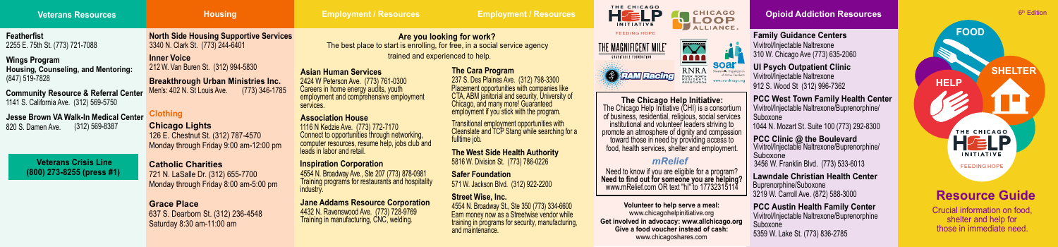## Veterans Resources

**Featherfist**
2255 E. 75th St. (773) 721-7088

**Wings Program**
**Housing, Counseling, and Mentoring:**
(847) 519-7828

**Community Resource & Referral Center**
1141 S. California Ave. (312) 569-5750

**Jesse Brown VA Walk-In Medical Center**
820 S. Damen Ave. (312) 569-8387

**Veterans Crisis Line**
**(800) 273-8255 (press #1)**

## Housing

**North Side Housing Supportive Services**
3340 N. Clark St. (773) 244-6401

**Inner Voice**
212 W. Van Buren St. (312) 994-5830

**Breakthrough Urban Ministries Inc.**
Men's: 402 N. St Louis Ave. (773) 346-1785

## Clothing

**Chicago Lights**
126 E. Chestnut St. (312) 787-4570
Monday through Friday 9:00 am-12:00 pm

**Catholic Charities**
721 N. LaSalle Dr. (312) 655-7700
Monday through Friday 8:00 am-5:00 pm

**Grace Place**
637 S. Dearborn St. (312) 236-4548
Saturday 8:30 am-11:00 am

## Employment / Resources

**Are you looking for work?**
The best place to start is enrolling, for free, in a social service agency trained and experienced to help.

**Asian Human Services**
2424 W Peterson Ave. (773) 761-0300
Careers in home energy audits, youth employment and comprehensive employment services.

**Association House**
1116 N Kedzie Ave. (773) 772-7170
Connect to opportunities through networking, computer resources, resume help, jobs club and leads in labor and retail.

**Inspiration Corporation**
4554 N. Broadway Ave., Ste 207 (773) 878-0981
Training programs for restaurants and hospitality industry.

**Jane Addams Resource Corporation**
4432 N. Ravenswood Ave. (773) 728-9769
Training in manufacturing, CNC, welding.

**The Cara Program**
237 S. Des Plaines Ave. (312) 798-3300
Placement opportunities with companies like CTA, ABM janitorial and security, University of Chicago, and many more! Guaranteed employment if you stick with the program.

Transitional employment opportunities with Cleanslate and TCP Stang while searching for a fulltime job.

**The West Side Health Authority**
5816 W. Division St. (773) 786-0226

**Safer Foundation**
571 W. Jackson Blvd. (312) 922-2200

**Street Wise, Inc.**
4554 N. Broadway St., Ste 350 (773) 334-6600
Earn money now as a Streetwise vendor while training in programs for security, manufacturing, and maintenance.

THE CHICAGO HELP INITIATIVE FEEDING HOPE
CHICAGO LOOP ALLIANCE
THE MAGNIFICENT MILE
RAM Racing
RNRA River North Residents Association
soar

**The Chicago Help Initiative:**
The Chicago Help Initiative (CHI) is a consortium of business, residential, religious, social services institutional and volunteer leaders striving to promote an atmosphere of dignity and compassion toward those in need by providing access to food, health services, shelter and employment.

*mRelief*

Need to know if you are eligible for a program?
**Need to find out for someone you are helping?**
www.mRelief.com OR text "hi" to 17732315114

**Volunteer to help serve a meal:**
www.chicagohelpinitiative.org
**Get involved in advocacy: www.allchicago.org**
**Give a food voucher instead of cash:**
www.chicagoshares.com

## Opioid Addiction Resources

**Family Guidance Centers**
Vivitrol/Injectable Naltrexone
310 W. Chicago Ave (773) 635-2060

**UI Psych Outpatient Clinic**
Vivitrol/Injectable Naltrexone
912 S. Wood St (312) 996-7362

**PCC West Town Family Health Center**
Vivitrol/Injectable Naltrexone/Buprenorphine/Suboxone
1044 N. Mozart St. Suite 100 (773) 292-8300

**PCC Clinic @ the Boulevard**
Vivitrol/Injectable Naltrexone/Buprenorphine/Suboxone
3456 W. Franklin Blvd. (773) 533-6013

**Lawndale Christian Health Center**
Buprenorphine/Suboxone
3219 W. Carroll Ave. (872) 588-3000

**PCC Austin Health Family Center**
Vivitrol/Injectable Naltrexone/Buprenorphine
Suboxone
5359 W. Lake St. (773) 836-2785

6th Edition

FOOD
SHELTER
HELP
THE CHICAGO HELP INITIATIVE FEEDING HOPE

# Resource Guide

Crucial information on food, shelter and help for those in immediate need.